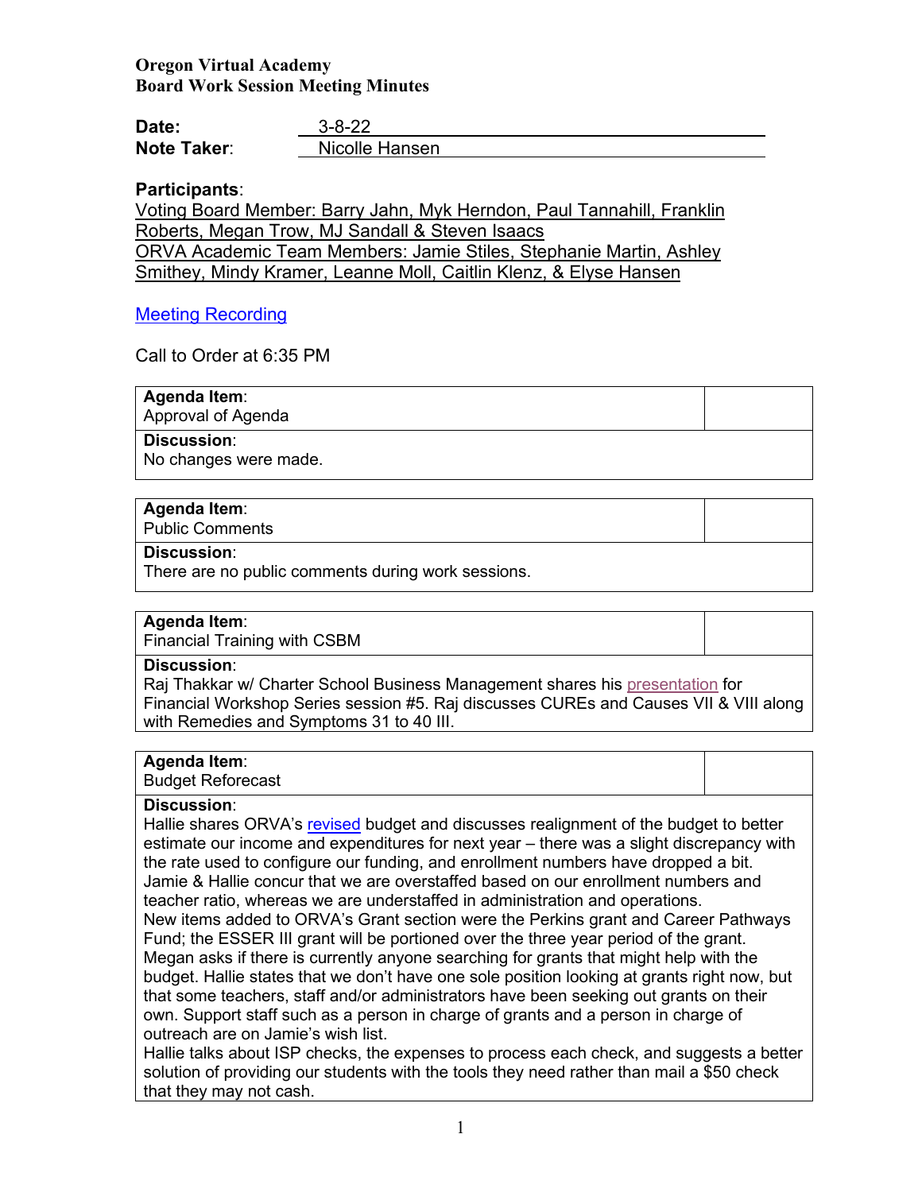**Oregon Virtual Academy**
**Board Work Session Meeting Minutes**

**Date:** 3-8-22
**Note Taker:** Nicolle Hansen

**Participants**:
Voting Board Member: Barry Jahn, Myk Herndon, Paul Tannahill, Franklin Roberts, Megan Trow, MJ Sandall & Steven Isaacs
ORVA Academic Team Members: Jamie Stiles, Stephanie Martin, Ashley Smithey, Mindy Kramer, Leanne Moll, Caitlin Klenz, & Elyse Hansen

Meeting Recording

Call to Order at 6:35 PM

| **Agenda Item**: Approval of Agenda | |
|---|---|
| **Discussion**: No changes were made. | |

| **Agenda Item**: Public Comments | |
|---|---|
| **Discussion**: There are no public comments during work sessions. | |

| **Agenda Item**: Financial Training with CSBM | |
|---|---|
| **Discussion**: Raj Thakkar w/ Charter School Business Management shares his presentation for Financial Workshop Series session #5. Raj discusses CUREs and Causes VII & VIII along with Remedies and Symptoms 31 to 40 III. | |

| **Agenda Item**: Budget Reforecast | |
|---|---|
| **Discussion**: Hallie shares ORVA's revised budget and discusses realignment of the budget to better estimate our income and expenditures for next year – there was a slight discrepancy with the rate used to configure our funding, and enrollment numbers have dropped a bit. Jamie & Hallie concur that we are overstaffed based on our enrollment numbers and teacher ratio, whereas we are understaffed in administration and operations. New items added to ORVA's Grant section were the Perkins grant and Career Pathways Fund; the ESSER III grant will be portioned over the three year period of the grant. Megan asks if there is currently anyone searching for grants that might help with the budget. Hallie states that we don't have one sole position looking at grants right now, but that some teachers, staff and/or administrators have been seeking out grants on their own. Support staff such as a person in charge of grants and a person in charge of outreach are on Jamie's wish list. Hallie talks about ISP checks, the expenses to process each check, and suggests a better solution of providing our students with the tools they need rather than mail a $50 check that they may not cash. | |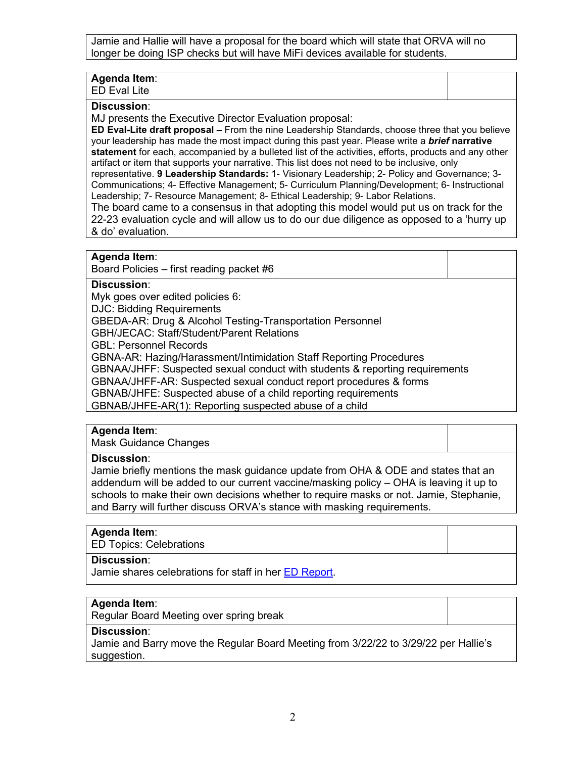Jamie and Hallie will have a proposal for the board which will state that ORVA will no longer be doing ISP checks but will have MiFi devices available for students.

**Agenda Item**:
ED Eval Lite

**Discussion**:
MJ presents the Executive Director Evaluation proposal:
**ED Eval-Lite draft proposal –** From the nine Leadership Standards, choose three that you believe your leadership has made the most impact during this past year. Please write a ***brief* narrative statement** for each, accompanied by a bulleted list of the activities, efforts, products and any other artifact or item that supports your narrative. This list does not need to be inclusive, only representative. **9 Leadership Standards:** 1- Visionary Leadership; 2- Policy and Governance; 3- Communications; 4- Effective Management; 5- Curriculum Planning/Development; 6- Instructional Leadership; 7- Resource Management; 8- Ethical Leadership; 9- Labor Relations.
The board came to a consensus in that adopting this model would put us on track for the 22-23 evaluation cycle and will allow us to do our due diligence as opposed to a 'hurry up & do' evaluation.

**Agenda Item**:
Board Policies – first reading packet #6

**Discussion**:
Myk goes over edited policies 6:
DJC: Bidding Requirements
GBEDA-AR: Drug & Alcohol Testing-Transportation Personnel
GBH/JECAC: Staff/Student/Parent Relations
GBL: Personnel Records
GBNA-AR: Hazing/Harassment/Intimidation Staff Reporting Procedures
GBNAA/JHFF: Suspected sexual conduct with students & reporting requirements
GBNAA/JHFF-AR: Suspected sexual conduct report procedures & forms
GBNAB/JHFE: Suspected abuse of a child reporting requirements
GBNAB/JHFE-AR(1): Reporting suspected abuse of a child

**Agenda Item**:
Mask Guidance Changes

**Discussion**:
Jamie briefly mentions the mask guidance update from OHA & ODE and states that an addendum will be added to our current vaccine/masking policy – OHA is leaving it up to schools to make their own decisions whether to require masks or not. Jamie, Stephanie, and Barry will further discuss ORVA's stance with masking requirements.

**Agenda Item**:
ED Topics: Celebrations

**Discussion**:
Jamie shares celebrations for staff in her ED Report.

**Agenda Item**:
Regular Board Meeting over spring break

**Discussion**:
Jamie and Barry move the Regular Board Meeting from 3/22/22 to 3/29/22 per Hallie's suggestion.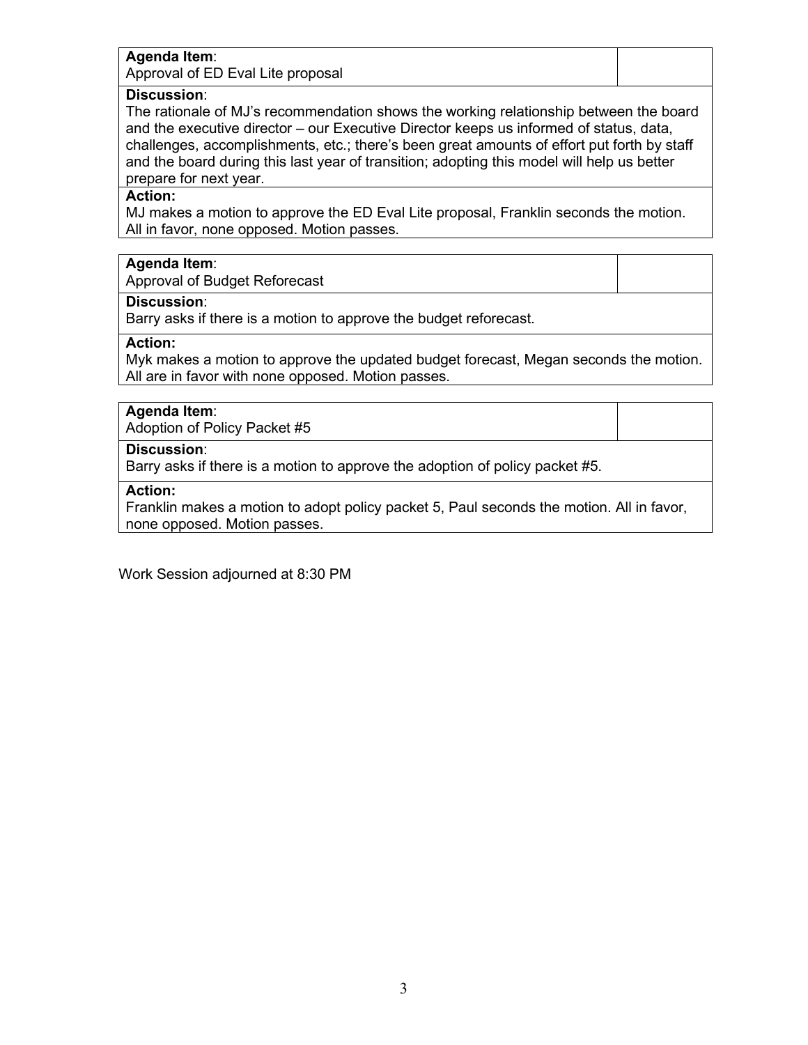**Agenda Item**:
Approval of ED Eval Lite proposal

**Discussion**:
The rationale of MJ's recommendation shows the working relationship between the board and the executive director – our Executive Director keeps us informed of status, data, challenges, accomplishments, etc.; there's been great amounts of effort put forth by staff and the board during this last year of transition; adopting this model will help us better prepare for next year.

**Action:**
MJ makes a motion to approve the ED Eval Lite proposal, Franklin seconds the motion. All in favor, none opposed. Motion passes.

**Agenda Item**:
Approval of Budget Reforecast

**Discussion**:
Barry asks if there is a motion to approve the budget reforecast.

**Action:**
Myk makes a motion to approve the updated budget forecast, Megan seconds the motion. All are in favor with none opposed. Motion passes.

**Agenda Item**:
Adoption of Policy Packet #5

**Discussion**:
Barry asks if there is a motion to approve the adoption of policy packet #5.

**Action:**
Franklin makes a motion to adopt policy packet 5, Paul seconds the motion. All in favor, none opposed. Motion passes.

Work Session adjourned at 8:30 PM